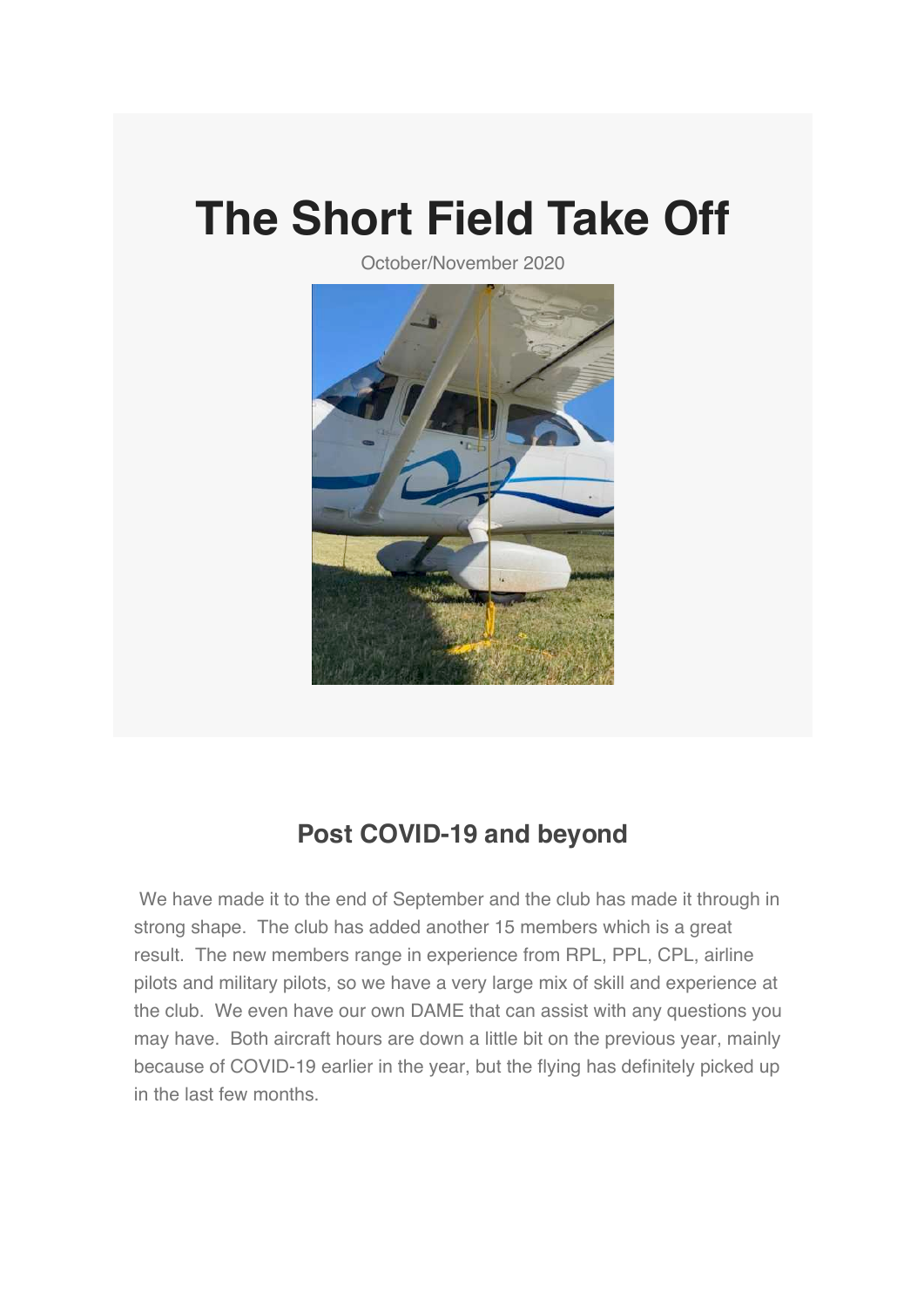# The Short Field Take Off

October/November 2020

## Post COVID-19 and beyond

We have made it to the end of September and the club has made it through in strong shape. The club has added another 15 members which is a great result. The new members range in experience from RPL, PPL, CPL, airline pilots and military pilots, so we have a very large mix of skill and experience at the club. We even have our own DAME that can assist with any questions you may have. Both aircraft hours are down a little bit on the previous year, mainly because of COVID-19 earlier in the year, but the flying has definitely picked up in the last few months.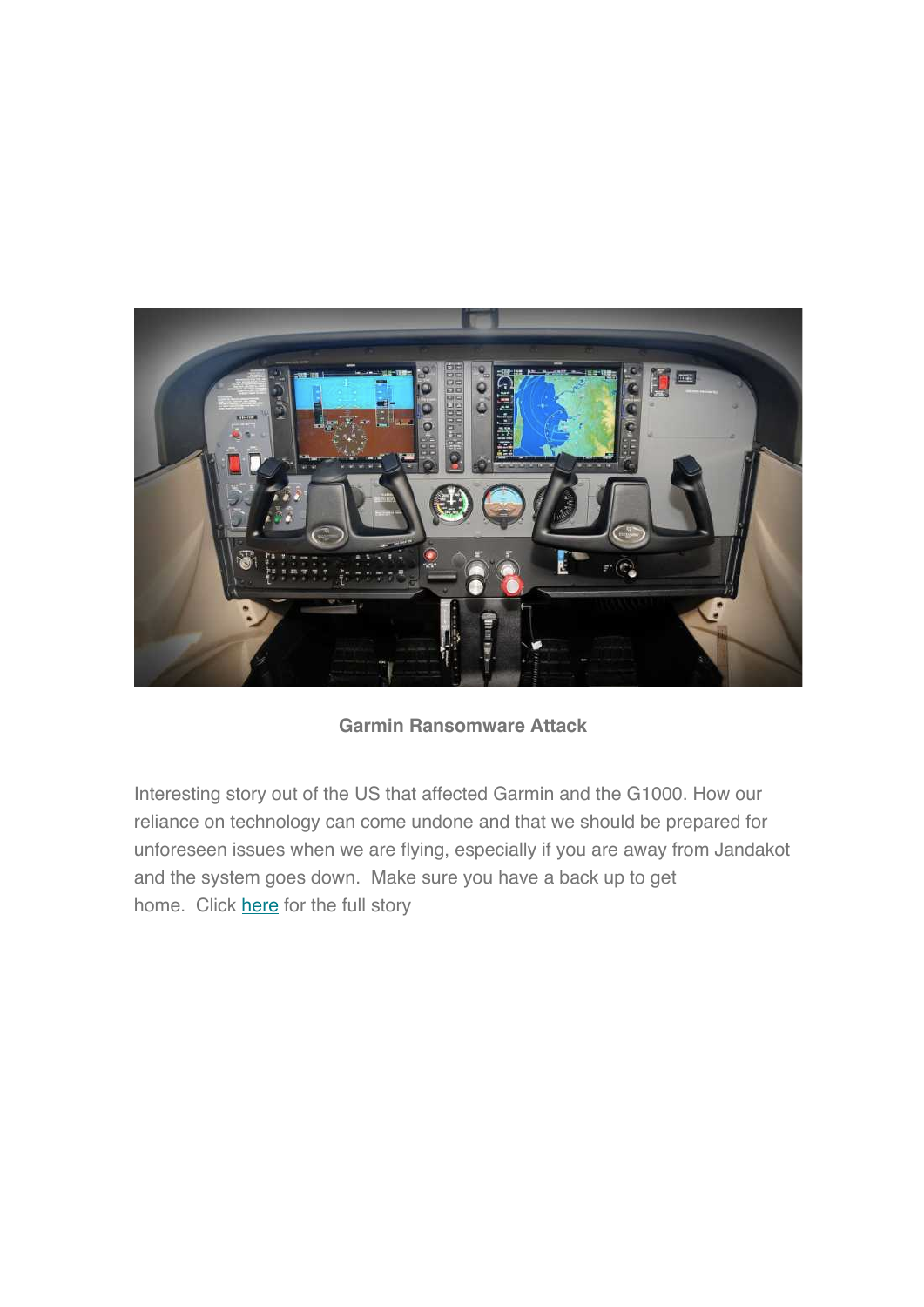**Garmin Ransomware Attack**

Interesting story out of the US that affected Garmin and the G1000. How our reliance on technology can come undone and that we should be prepared for unforeseen issues when we are flying, especially if you are away from Jandakot and the system goes down. Make sure you have a back up to get home. Click here for the full story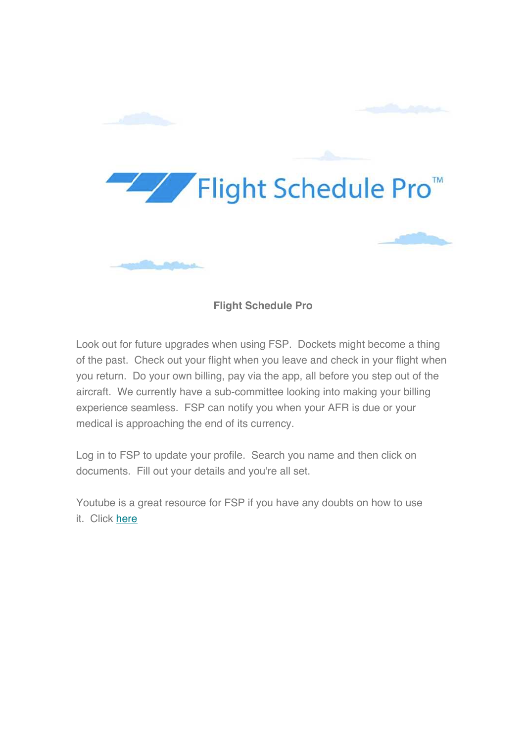**Flight Schedule Pro**

Look out for future upgrades when using FSP. Dockets might become a thing of the past. Check out your flight when you leave and check in your flight when you return. Do your own billing, pay via the app, all before you step out of the aircraft. We currently have a sub-committee looking into making your billing experience seamless. FSP can notify you when your AFR is due or your medical is approaching the end of its currency.

Log in to FSP to update your profile. Search you name and then click on documents. Fill out your details and you're all set.

Youtube is a great resource for FSP if you have any doubts on how to use it. Click here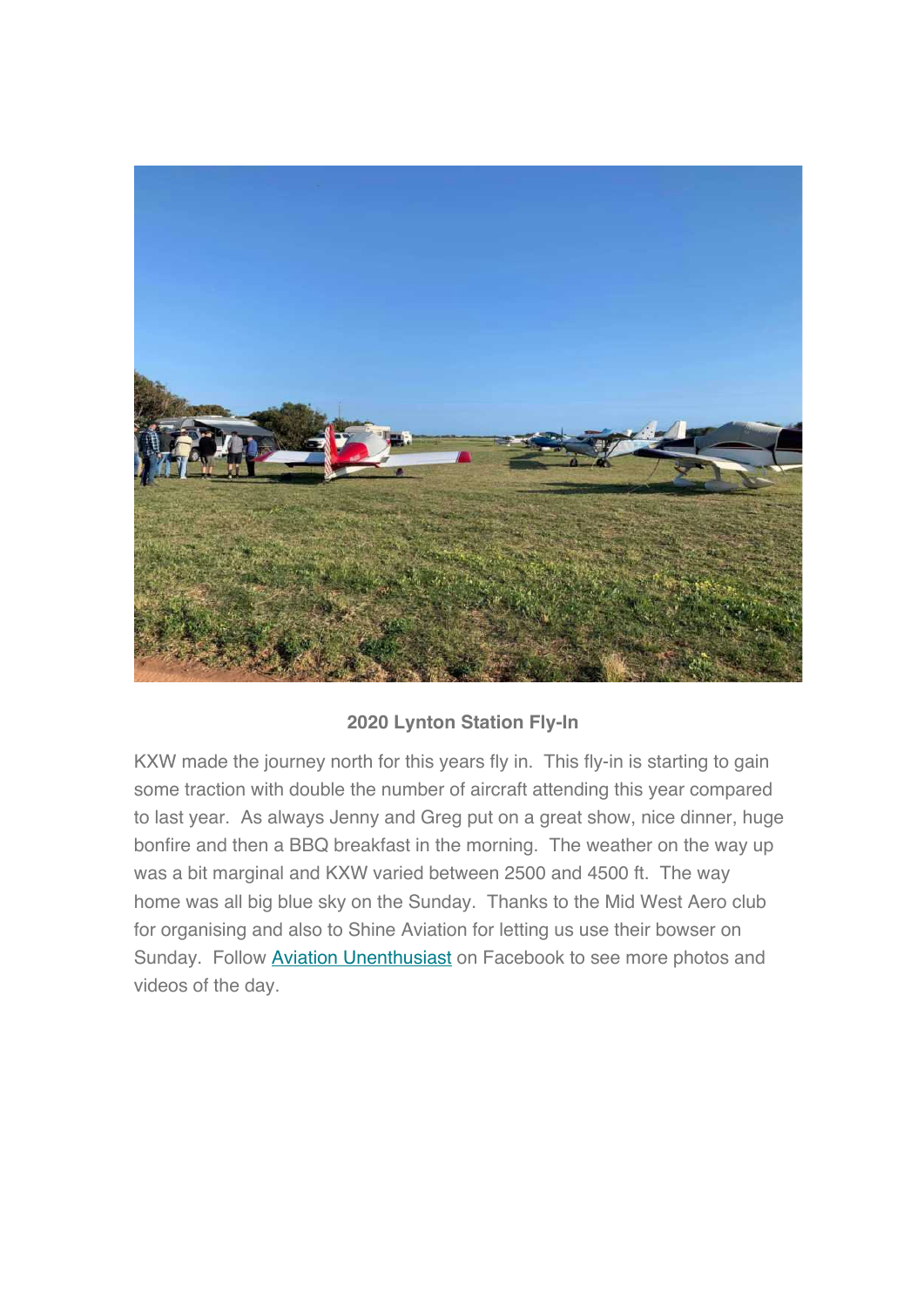**2020 Lynton Station Fly-In**

KXW made the journey north for this years fly in. This fly-in is starting to gain some traction with double the number of aircraft attending this year compared to last year. As always Jenny and Greg put on a great show, nice dinner, huge bonfire and then a BBQ breakfast in the morning. The weather on the way up was a bit marginal and KXW varied between 2500 and 4500 ft. The way home was all big blue sky on the Sunday. Thanks to the Mid West Aero club for organising and also to Shine Aviation for letting us use their bowser on Sunday. Follow Aviation Unenthusiast on Facebook to see more photos and videos of the day.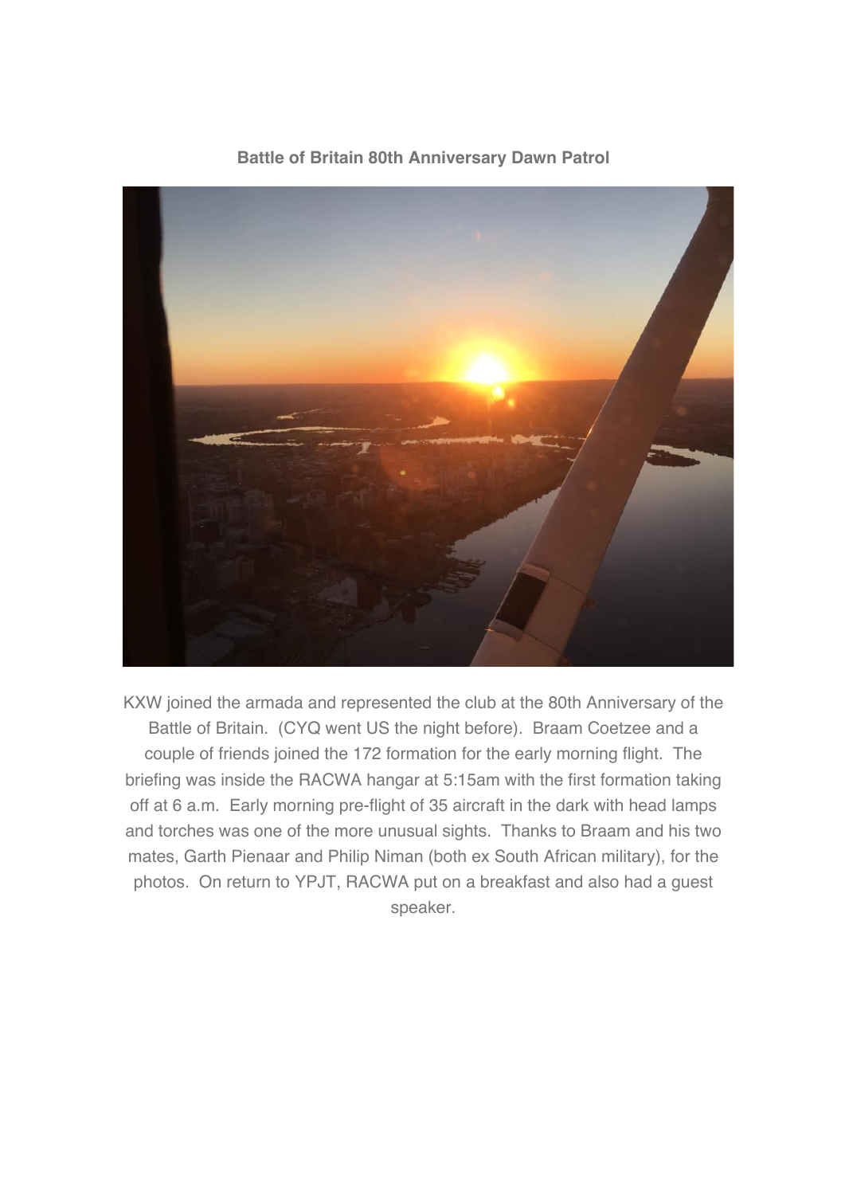**Battle of Britain 80th Anniversary Dawn Patrol**

KXW joined the armada and represented the club at the 80th Anniversary of the Battle of Britain. (CYQ went US the night before). Braam Coetzee and a couple of friends joined the 172 formation for the early morning flight. The briefing was inside the RACWA hangar at 5:15am with the first formation taking off at 6 a.m. Early morning pre-flight of 35 aircraft in the dark with head lamps and torches was one of the more unusual sights. Thanks to Braam and his two mates, Garth Pienaar and Philip Niman (both ex South African military), for the photos. On return to YPJT, RACWA put on a breakfast and also had a guest speaker.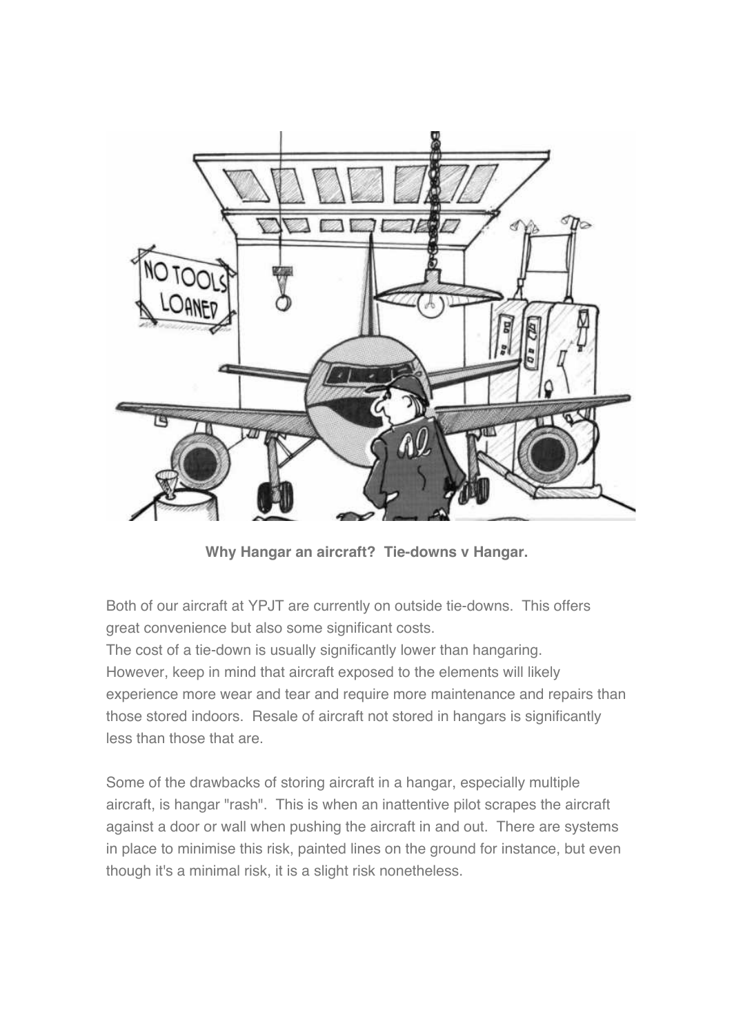**Why Hangar an aircraft? Tie-downs v Hangar.**

Both of our aircraft at YPJT are currently on outside tie-downs. This offers great convenience but also some significant costs.
The cost of a tie-down is usually significantly lower than hangaring. However, keep in mind that aircraft exposed to the elements will likely experience more wear and tear and require more maintenance and repairs than those stored indoors. Resale of aircraft not stored in hangars is significantly less than those that are.

Some of the drawbacks of storing aircraft in a hangar, especially multiple aircraft, is hangar "rash". This is when an inattentive pilot scrapes the aircraft against a door or wall when pushing the aircraft in and out. There are systems in place to minimise this risk, painted lines on the ground for instance, but even though it's a minimal risk, it is a slight risk nonetheless.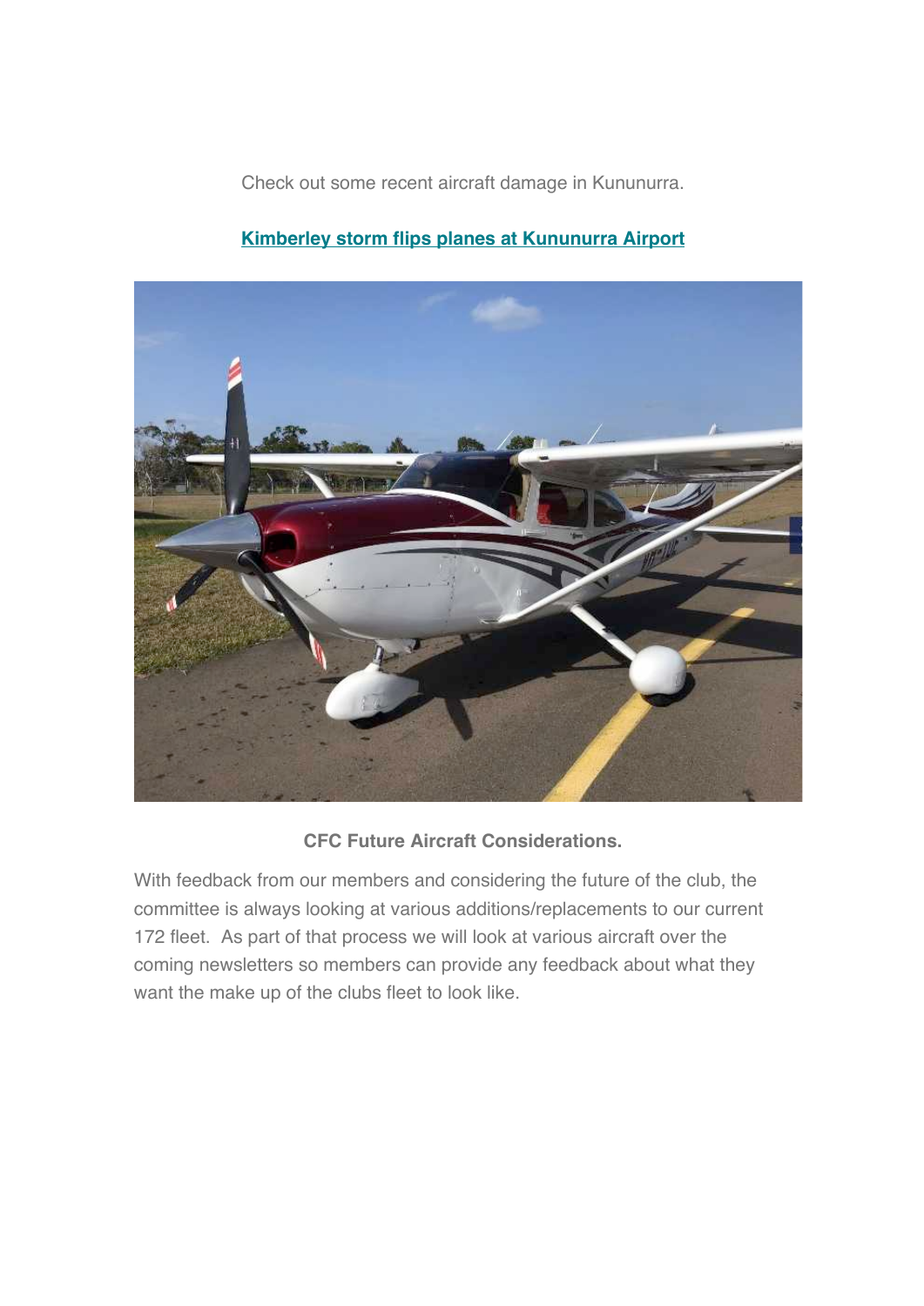Check out some recent aircraft damage in Kununurra.

**Kimberley storm flips planes at Kununurra Airport**

**CFC Future Aircraft Considerations.**

With feedback from our members and considering the future of the club, the committee is always looking at various additions/replacements to our current 172 fleet. As part of that process we will look at various aircraft over the coming newsletters so members can provide any feedback about what they want the make up of the clubs fleet to look like.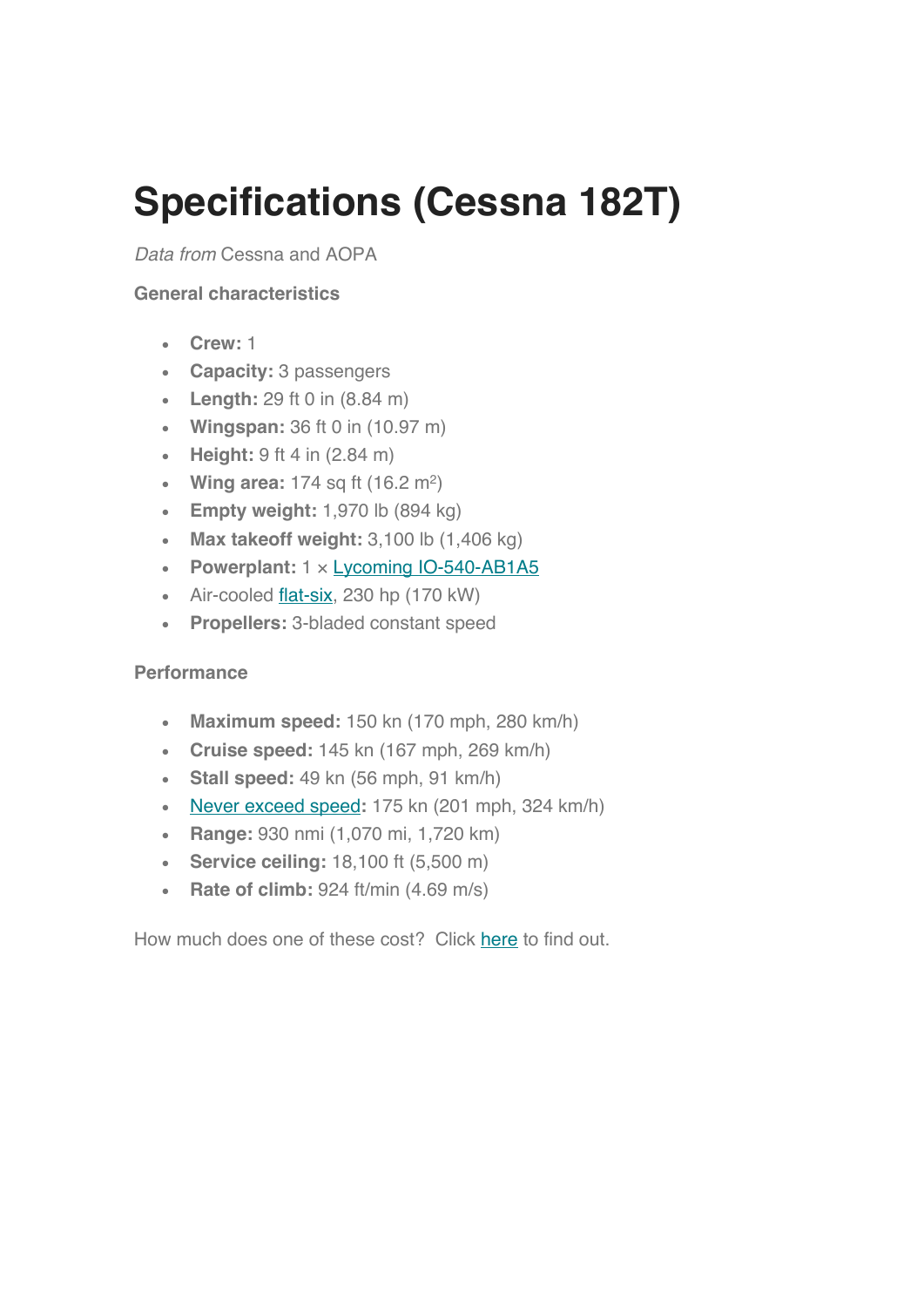# Specifications (Cessna 182T)

*Data from* Cessna and AOPA

**General characteristics**

- **Crew:** 1
- **Capacity:** 3 passengers
- **Length:** 29 ft 0 in (8.84 m)
- **Wingspan:** 36 ft 0 in (10.97 m)
- **Height:** 9 ft 4 in (2.84 m)
- **Wing area:** 174 sq ft (16.2 $m^2$)
- **Empty weight:** 1,970 lb (894 kg)
- **Max takeoff weight:** 3,100 lb (1,406 kg)
- **Powerplant:** 1 × Lycoming IO-540-AB1A5
- Air-cooled flat-six, 230 hp (170 kW)
- **Propellers:** 3-bladed constant speed

**Performance**

- **Maximum speed:** 150 kn (170 mph, 280 km/h)
- **Cruise speed:** 145 kn (167 mph, 269 km/h)
- **Stall speed:** 49 kn (56 mph, 91 km/h)
- Never exceed speed**:** 175 kn (201 mph, 324 km/h)
- **Range:** 930 nmi (1,070 mi, 1,720 km)
- **Service ceiling:** 18,100 ft (5,500 m)
- **Rate of climb:** 924 ft/min (4.69 m/s)

How much does one of these cost? Click here to find out.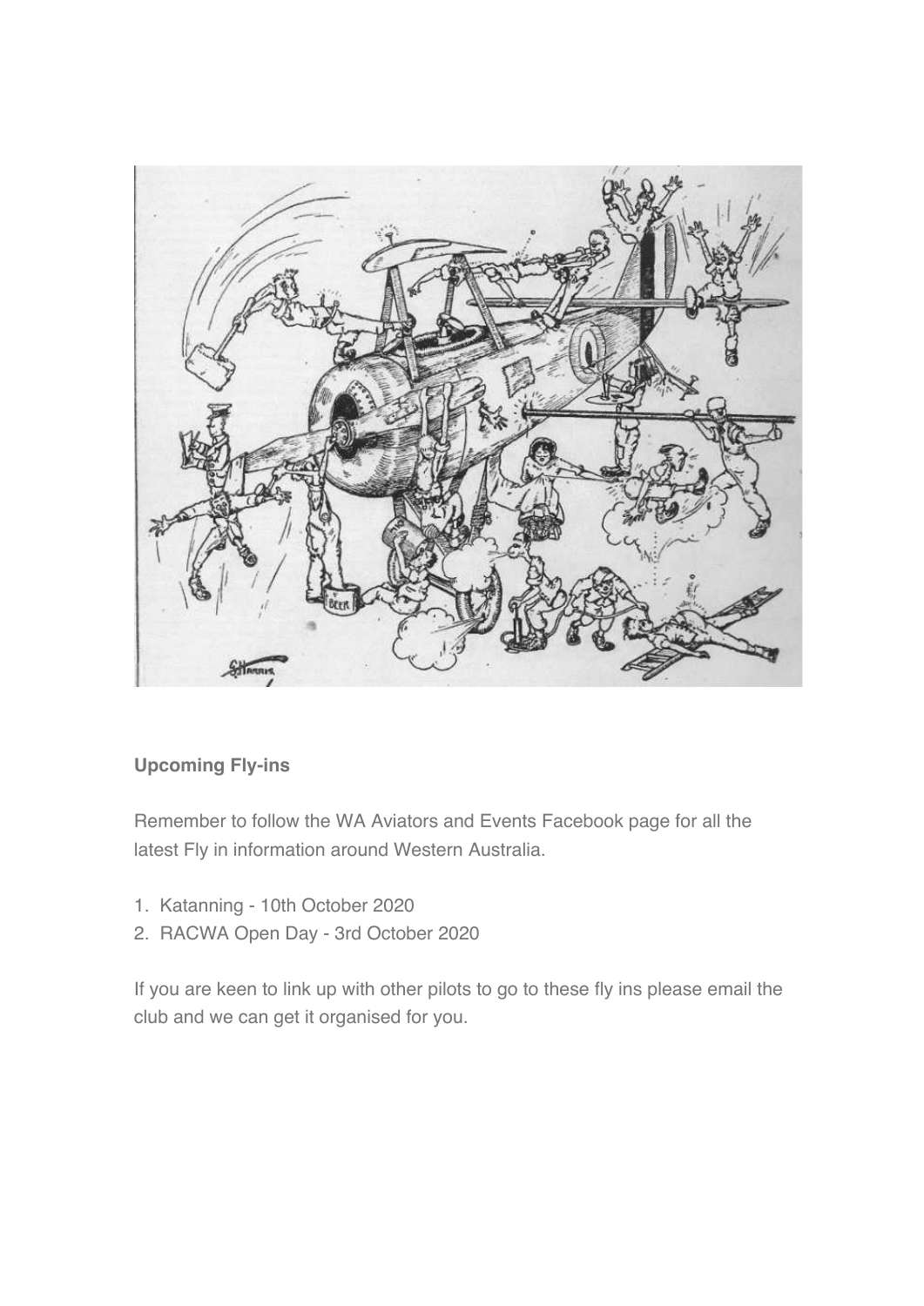**Upcoming Fly-ins**

Remember to follow the WA Aviators and Events Facebook page for all the latest Fly in information around Western Australia.

1. Katanning - 10th October 2020
2. RACWA Open Day - 3rd October 2020

If you are keen to link up with other pilots to go to these fly ins please email the club and we can get it organised for you.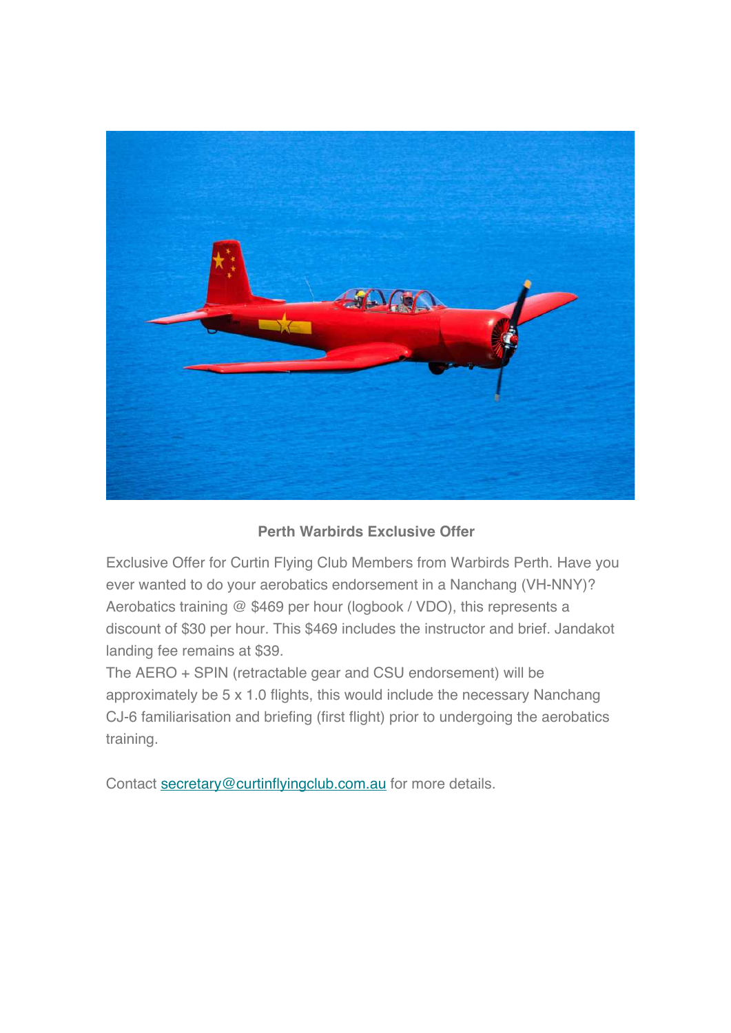**Perth Warbirds Exclusive Offer**

Exclusive Offer for Curtin Flying Club Members from Warbirds Perth. Have you ever wanted to do your aerobatics endorsement in a Nanchang (VH-NNY)? Aerobatics training @ $469 per hour (logbook / VDO), this represents a discount of $30 per hour. This $469 includes the instructor and brief. Jandakot landing fee remains at $39.

The AERO + SPIN (retractable gear and CSU endorsement) will be approximately be 5 x 1.0 flights, this would include the necessary Nanchang CJ-6 familiarisation and briefing (first flight) prior to undergoing the aerobatics training.

Contact [secretary@curtinflyingclub.com.au](mailto:secretary@curtinflyingclub.com.au) for more details.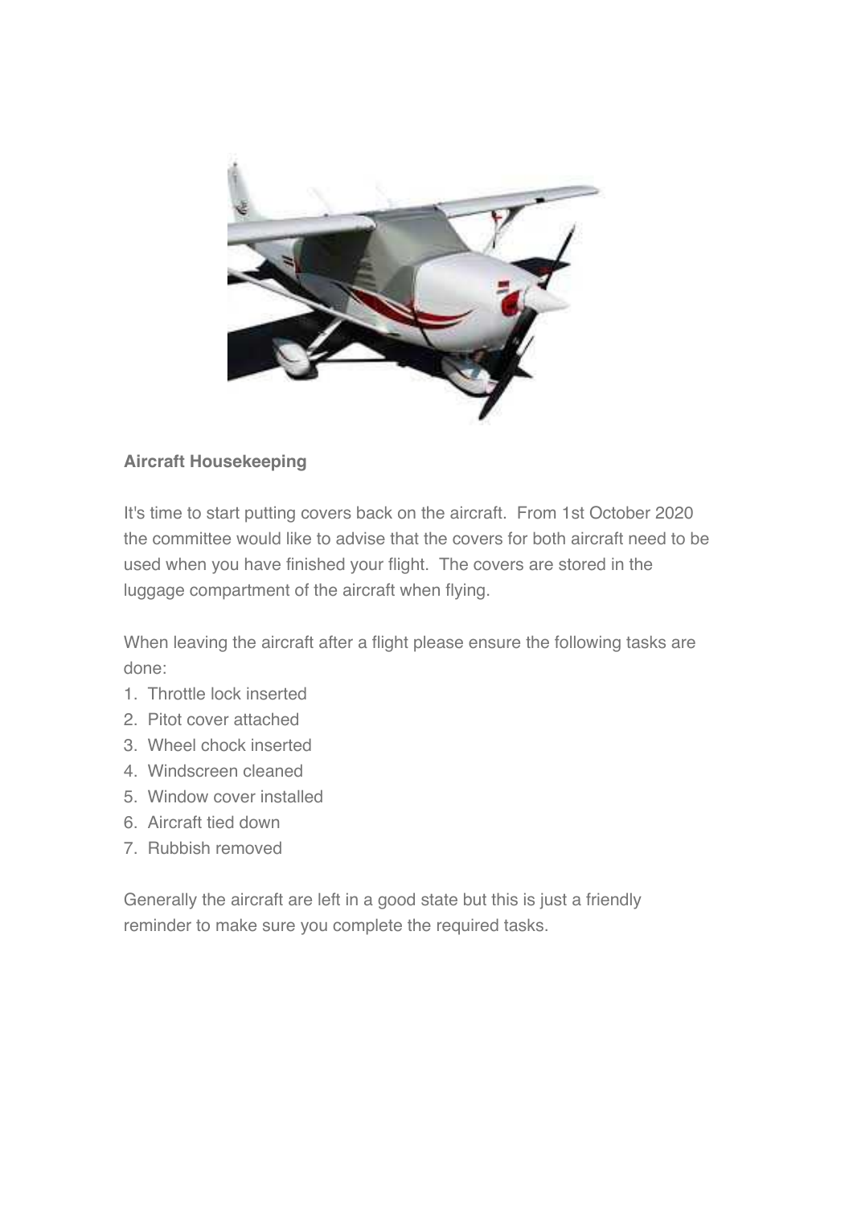**Aircraft Housekeeping**

It's time to start putting covers back on the aircraft. From 1st October 2020 the committee would like to advise that the covers for both aircraft need to be used when you have finished your flight. The covers are stored in the luggage compartment of the aircraft when flying.

When leaving the aircraft after a flight please ensure the following tasks are done:

1. Throttle lock inserted
2. Pitot cover attached
3. Wheel chock inserted
4. Windscreen cleaned
5. Window cover installed
6. Aircraft tied down
7. Rubbish removed

Generally the aircraft are left in a good state but this is just a friendly reminder to make sure you complete the required tasks.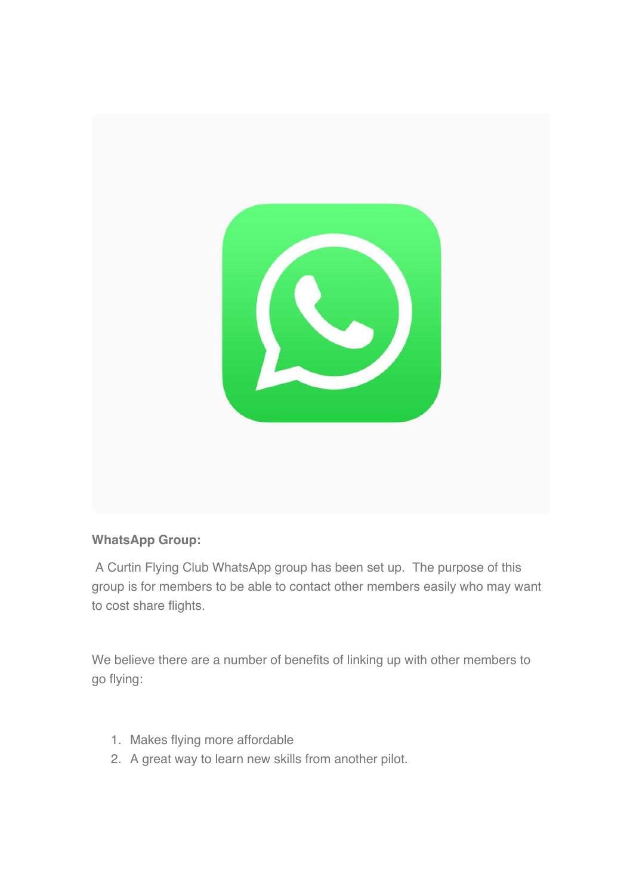**WhatsApp Group:**

A Curtin Flying Club WhatsApp group has been set up. The purpose of this group is for members to be able to contact other members easily who may want to cost share flights.

We believe there are a number of benefits of linking up with other members to go flying:

1. Makes flying more affordable
2. A great way to learn new skills from another pilot.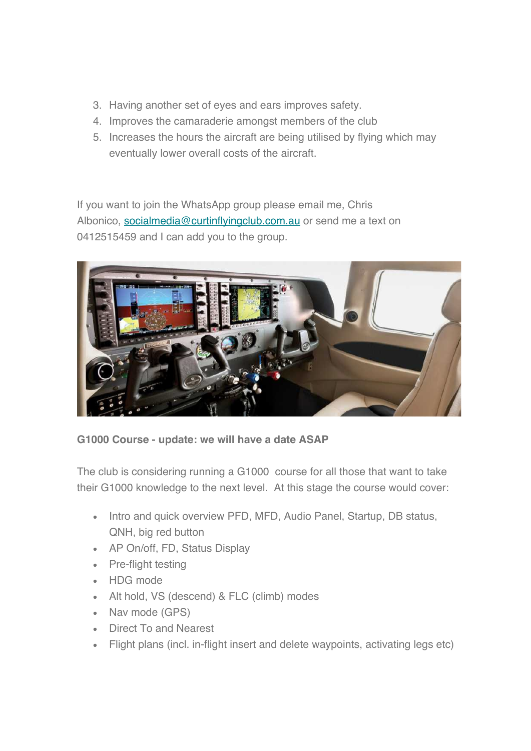3. Having another set of eyes and ears improves safety.
4. Improves the camaraderie amongst members of the club
5. Increases the hours the aircraft are being utilised by flying which may eventually lower overall costs of the aircraft.

If you want to join the WhatsApp group please email me, Chris Albonico, socialmedia@curtinflyingclub.com.au or send me a text on 0412515459 and I can add you to the group.

**G1000 Course - update: we will have a date ASAP**

The club is considering running a G1000 course for all those that want to take their G1000 knowledge to the next level. At this stage the course would cover:

- Intro and quick overview PFD, MFD, Audio Panel, Startup, DB status, QNH, big red button
- AP On/off, FD, Status Display
- Pre-flight testing
- HDG mode
- Alt hold, VS (descend) & FLC (climb) modes
- Nav mode (GPS)
- Direct To and Nearest
- Flight plans (incl. in-flight insert and delete waypoints, activating legs etc)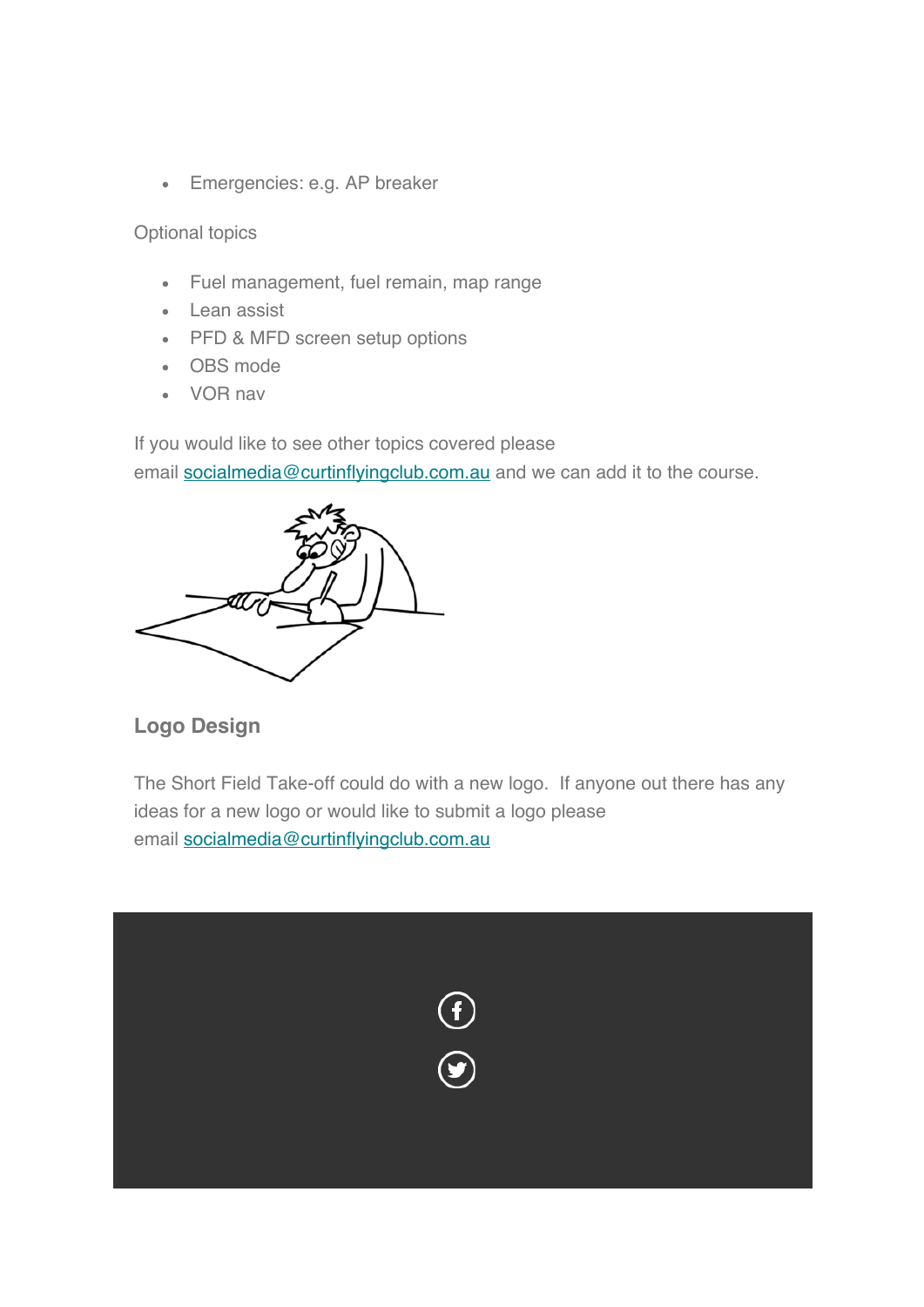- Emergencies: e.g. AP breaker

Optional topics

- Fuel management, fuel remain, map range
- Lean assist
- PFD & MFD screen setup options
- OBS mode
- VOR nav

If you would like to see other topics covered please email socialmedia@curtinflyingclub.com.au and we can add it to the course.

### Logo Design

The Short Field Take-off could do with a new logo. If anyone out there has any ideas for a new logo or would like to submit a logo please email socialmedia@curtinflyingclub.com.au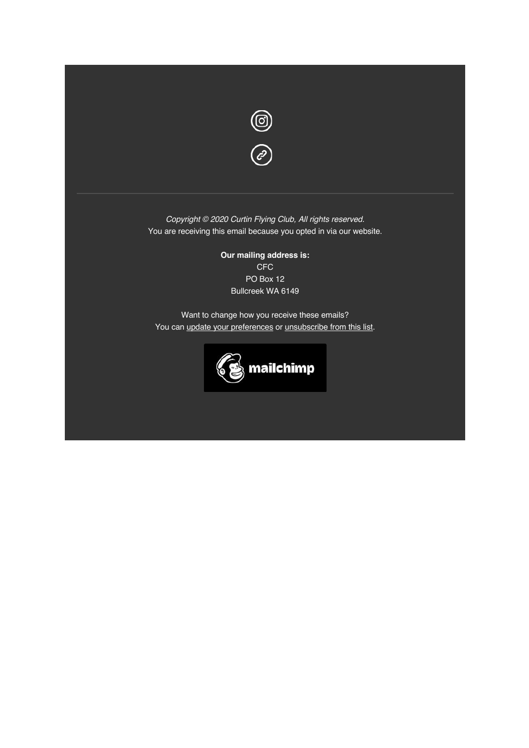*Copyright © 2020 Curtin Flying Club, All rights reserved.*
You are receiving this email because you opted in via our website.

**Our mailing address is:**
CFC
PO Box 12
Bullcreek WA 6149

Want to change how you receive these emails?
You can update your preferences or unsubscribe from this list.